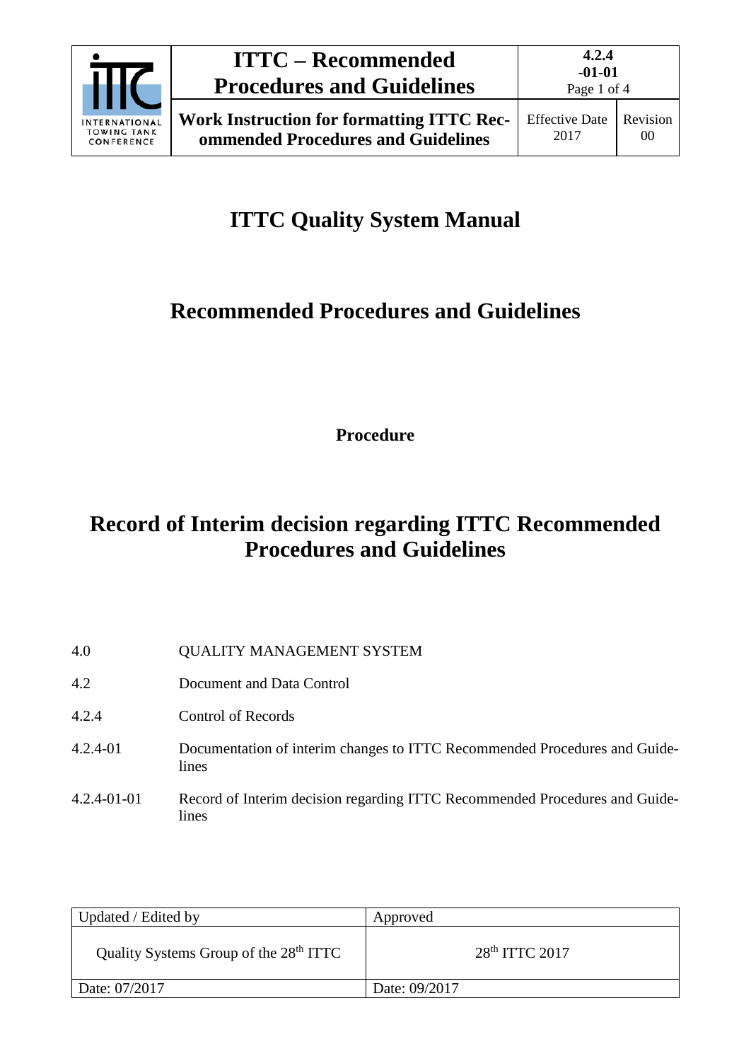# ITTC Quality System Manual

## Recommended Procedures and Guidelines

**Procedure**

## Record of Interim decision regarding ITTC Recommended Procedures and Guidelines

| | |
|---|---|
| 4.0 | QUALITY MANAGEMENT SYSTEM |
| 4.2 | Document and Data Control |
| 4.2.4 | Control of Records |
| 4.2.4-01 | Documentation of interim changes to ITTC Recommended Procedures and Guidelines |
| 4.2.4-01-01 | Record of Interim decision regarding ITTC Recommended Procedures and Guidelines |

| Updated / Edited by | Approved |
|---|---|
| Quality Systems Group of the 28th ITTC | 28th ITTC 2017 |
| Date: 07/2017 | Date: 09/2017 |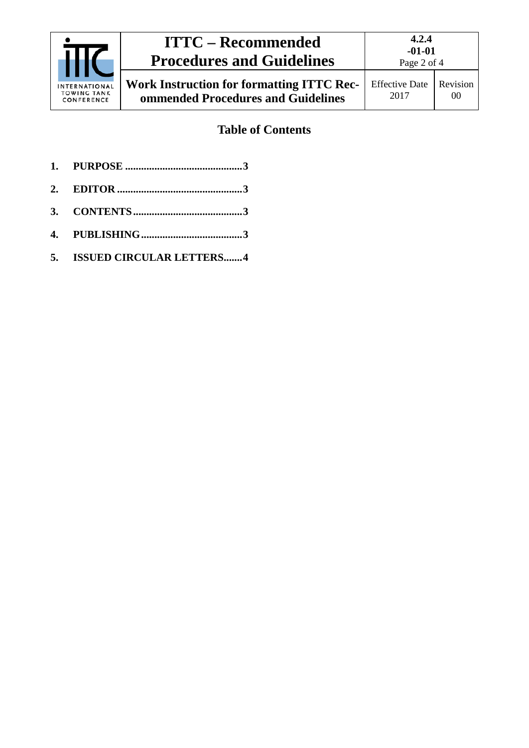## Table of Contents

1. **PURPOSE ............................................3**
2. **EDITOR ...............................................3**
3. **CONTENTS .........................................3**
4. **PUBLISHING ......................................3**
5. **ISSUED CIRCULAR LETTERS.......4**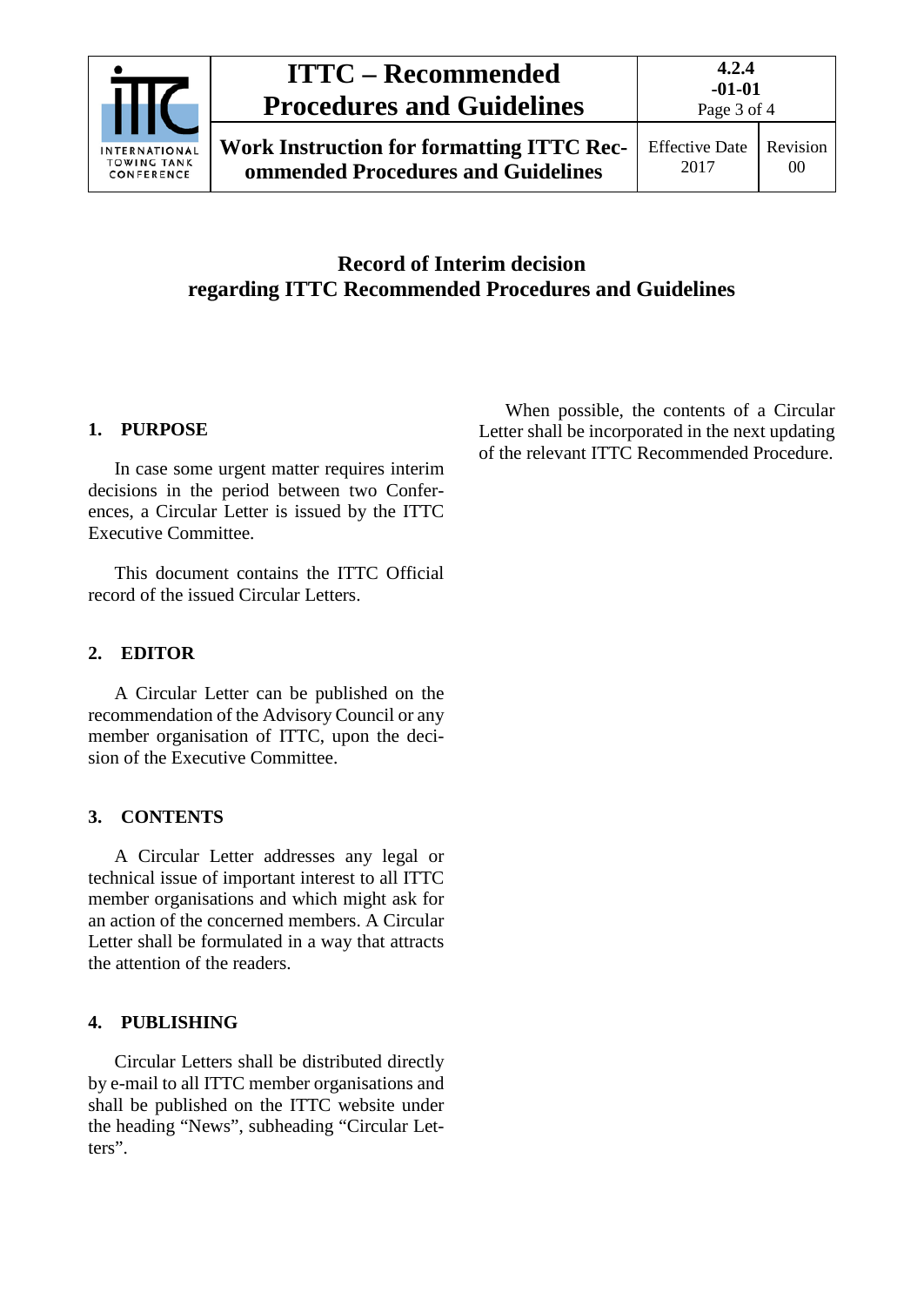# Record of Interim decision regarding ITTC Recommended Procedures and Guidelines

## 1. PURPOSE

In case some urgent matter requires interim decisions in the period between two Conferences, a Circular Letter is issued by the ITTC Executive Committee.

This document contains the ITTC Official record of the issued Circular Letters.

## 2. EDITOR

A Circular Letter can be published on the recommendation of the Advisory Council or any member organisation of ITTC, upon the decision of the Executive Committee.

## 3. CONTENTS

A Circular Letter addresses any legal or technical issue of important interest to all ITTC member organisations and which might ask for an action of the concerned members. A Circular Letter shall be formulated in a way that attracts the attention of the readers.

## 4. PUBLISHING

Circular Letters shall be distributed directly by e-mail to all ITTC member organisations and shall be published on the ITTC website under the heading "News", subheading "Circular Letters".

When possible, the contents of a Circular Letter shall be incorporated in the next updating of the relevant ITTC Recommended Procedure.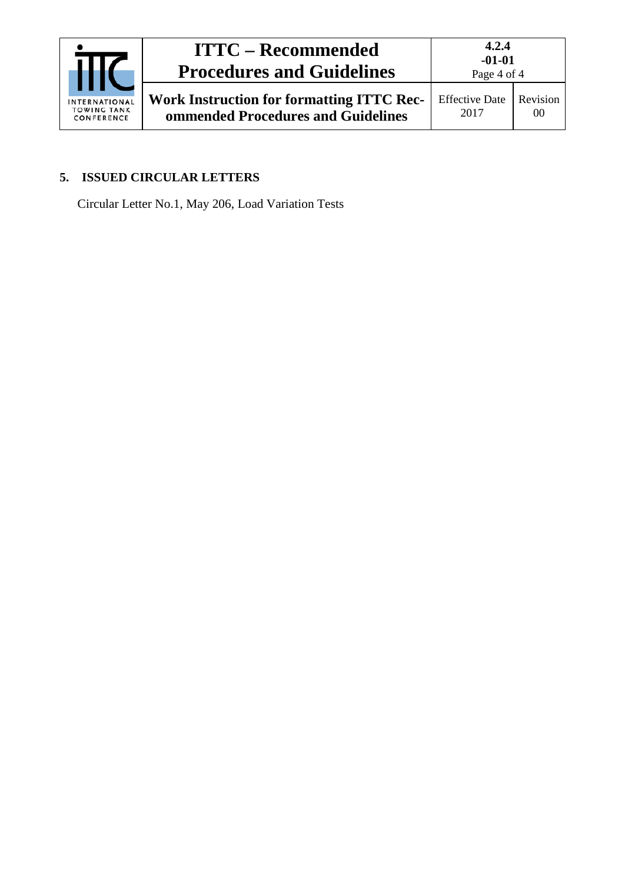## 5. ISSUED CIRCULAR LETTERS

Circular Letter No.1, May 206, Load Variation Tests